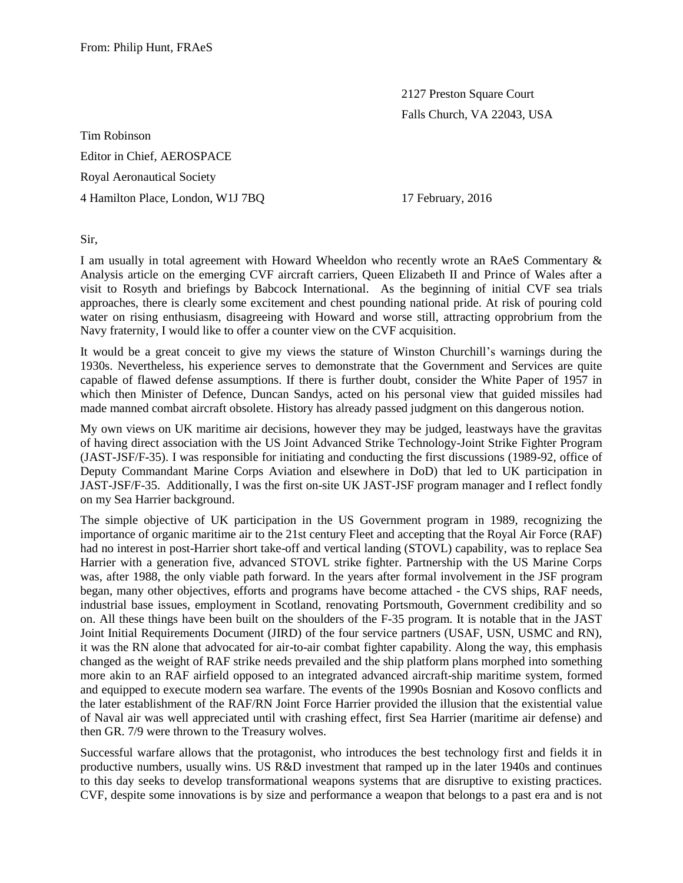From: Philip Hunt, FRAeS

2127 Preston Square Court

Falls Church, VA 22043, USA

Tim Robinson

Editor in Chief, AEROSPACE

Royal Aeronautical Society

4 Hamilton Place, London, W1J 7BQ

17 February, 2016

Sir,

I am usually in total agreement with Howard Wheeldon who recently wrote an RAeS Commentary & Analysis article on the emerging CVF aircraft carriers, Queen Elizabeth II and Prince of Wales after a visit to Rosyth and briefings by Babcock International. As the beginning of initial CVF sea trials approaches, there is clearly some excitement and chest pounding national pride. At risk of pouring cold water on rising enthusiasm, disagreeing with Howard and worse still, attracting opprobrium from the Navy fraternity, I would like to offer a counter view on the CVF acquisition.

It would be a great conceit to give my views the stature of Winston Churchill's warnings during the 1930s. Nevertheless, his experience serves to demonstrate that the Government and Services are quite capable of flawed defense assumptions. If there is further doubt, consider the White Paper of 1957 in which then Minister of Defence, Duncan Sandys, acted on his personal view that guided missiles had made manned combat aircraft obsolete. History has already passed judgment on this dangerous notion.

My own views on UK maritime air decisions, however they may be judged, leastways have the gravitas of having direct association with the US Joint Advanced Strike Technology-Joint Strike Fighter Program (JAST-JSF/F-35). I was responsible for initiating and conducting the first discussions (1989-92, office of Deputy Commandant Marine Corps Aviation and elsewhere in DoD) that led to UK participation in JAST-JSF/F-35. Additionally, I was the first on-site UK JAST-JSF program manager and I reflect fondly on my Sea Harrier background.

The simple objective of UK participation in the US Government program in 1989, recognizing the importance of organic maritime air to the 21st century Fleet and accepting that the Royal Air Force (RAF) had no interest in post-Harrier short take-off and vertical landing (STOVL) capability, was to replace Sea Harrier with a generation five, advanced STOVL strike fighter. Partnership with the US Marine Corps was, after 1988, the only viable path forward. In the years after formal involvement in the JSF program began, many other objectives, efforts and programs have become attached - the CVS ships, RAF needs, industrial base issues, employment in Scotland, renovating Portsmouth, Government credibility and so on. All these things have been built on the shoulders of the F-35 program. It is notable that in the JAST Joint Initial Requirements Document (JIRD) of the four service partners (USAF, USN, USMC and RN), it was the RN alone that advocated for air-to-air combat fighter capability. Along the way, this emphasis changed as the weight of RAF strike needs prevailed and the ship platform plans morphed into something more akin to an RAF airfield opposed to an integrated advanced aircraft-ship maritime system, formed and equipped to execute modern sea warfare. The events of the 1990s Bosnian and Kosovo conflicts and the later establishment of the RAF/RN Joint Force Harrier provided the illusion that the existential value of Naval air was well appreciated until with crashing effect, first Sea Harrier (maritime air defense) and then GR. 7/9 were thrown to the Treasury wolves.

Successful warfare allows that the protagonist, who introduces the best technology first and fields it in productive numbers, usually wins. US R&D investment that ramped up in the later 1940s and continues to this day seeks to develop transformational weapons systems that are disruptive to existing practices. CVF, despite some innovations is by size and performance a weapon that belongs to a past era and is not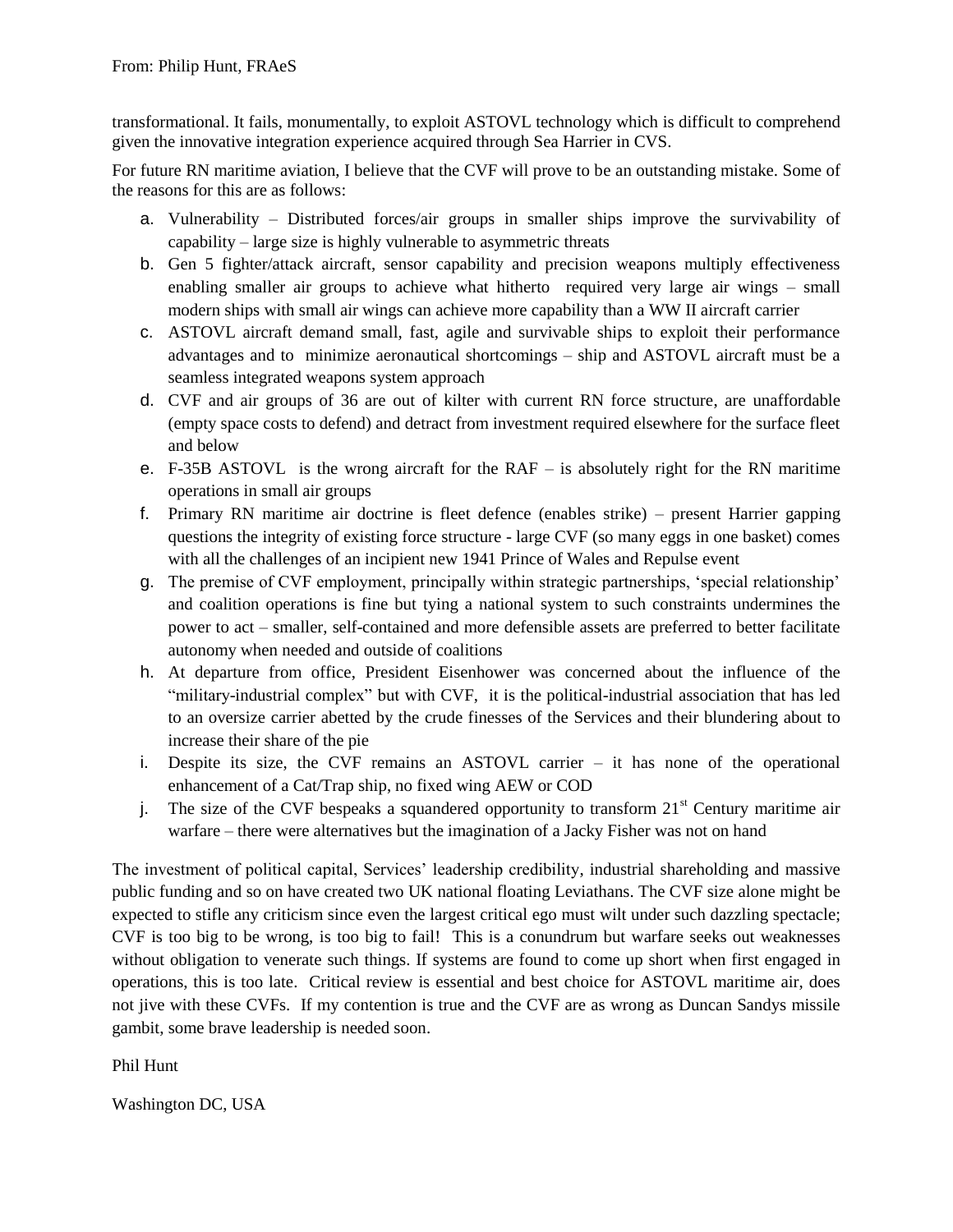From: Philip Hunt, FRAeS

transformational. It fails, monumentally, to exploit ASTOVL technology which is difficult to comprehend given the innovative integration experience acquired through Sea Harrier in CVS.

For future RN maritime aviation, I believe that the CVF will prove to be an outstanding mistake. Some of the reasons for this are as follows:

a. Vulnerability – Distributed forces/air groups in smaller ships improve the survivability of capability – large size is highly vulnerable to asymmetric threats
b. Gen 5 fighter/attack aircraft, sensor capability and precision weapons multiply effectiveness enabling smaller air groups to achieve what hitherto required very large air wings – small modern ships with small air wings can achieve more capability than a WW II aircraft carrier
c. ASTOVL aircraft demand small, fast, agile and survivable ships to exploit their performance advantages and to minimize aeronautical shortcomings – ship and ASTOVL aircraft must be a seamless integrated weapons system approach
d. CVF and air groups of 36 are out of kilter with current RN force structure, are unaffordable (empty space costs to defend) and detract from investment required elsewhere for the surface fleet and below
e. F-35B ASTOVL is the wrong aircraft for the RAF – is absolutely right for the RN maritime operations in small air groups
f. Primary RN maritime air doctrine is fleet defence (enables strike) – present Harrier gapping questions the integrity of existing force structure - large CVF (so many eggs in one basket) comes with all the challenges of an incipient new 1941 Prince of Wales and Repulse event
g. The premise of CVF employment, principally within strategic partnerships, 'special relationship' and coalition operations is fine but tying a national system to such constraints undermines the power to act – smaller, self-contained and more defensible assets are preferred to better facilitate autonomy when needed and outside of coalitions
h. At departure from office, President Eisenhower was concerned about the influence of the "military-industrial complex" but with CVF, it is the political-industrial association that has led to an oversize carrier abetted by the crude finesses of the Services and their blundering about to increase their share of the pie
i. Despite its size, the CVF remains an ASTOVL carrier – it has none of the operational enhancement of a Cat/Trap ship, no fixed wing AEW or COD
j. The size of the CVF bespeaks a squandered opportunity to transform 21st Century maritime air warfare – there were alternatives but the imagination of a Jacky Fisher was not on hand

The investment of political capital, Services' leadership credibility, industrial shareholding and massive public funding and so on have created two UK national floating Leviathans. The CVF size alone might be expected to stifle any criticism since even the largest critical ego must wilt under such dazzling spectacle; CVF is too big to be wrong, is too big to fail! This is a conundrum but warfare seeks out weaknesses without obligation to venerate such things. If systems are found to come up short when first engaged in operations, this is too late. Critical review is essential and best choice for ASTOVL maritime air, does not jive with these CVFs. If my contention is true and the CVF are as wrong as Duncan Sandys missile gambit, some brave leadership is needed soon.

Phil Hunt

Washington DC, USA